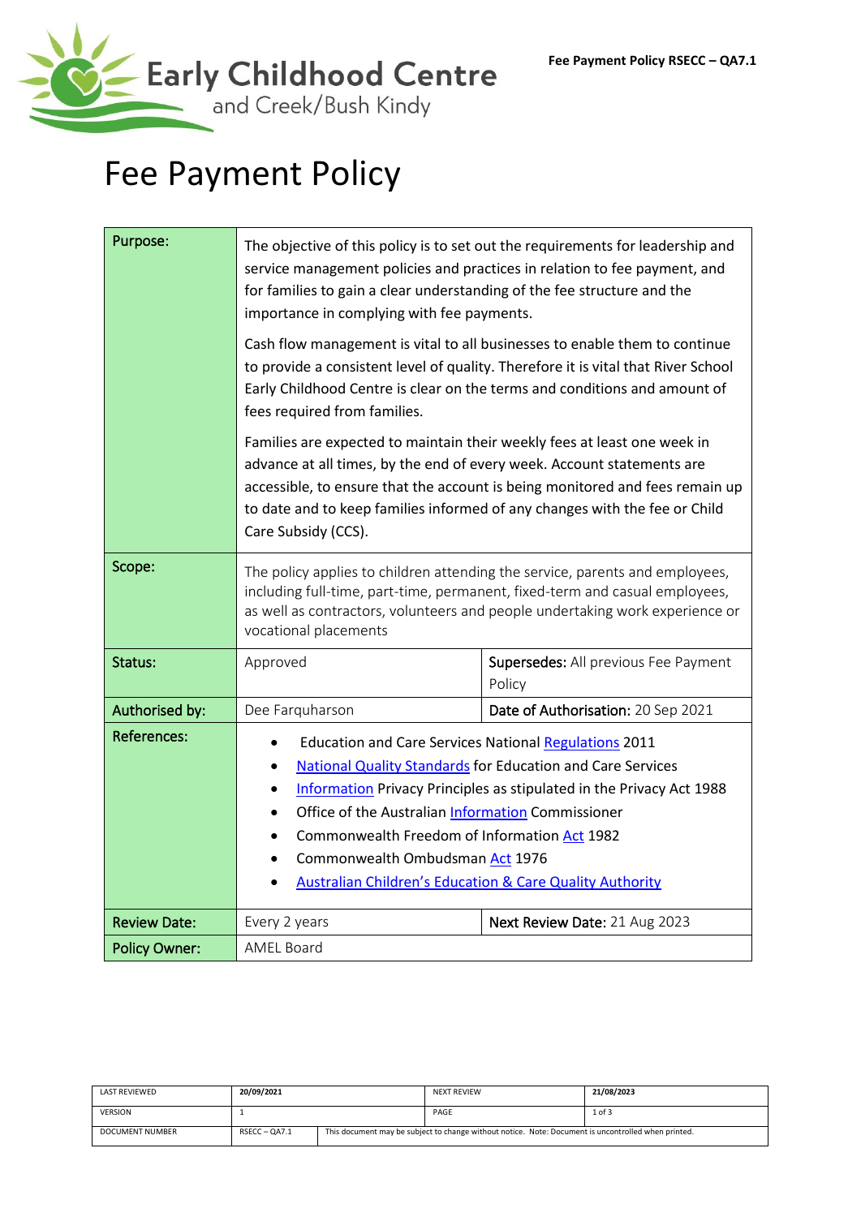Early Childhood Centre
and Creek/Bush Kindy

Fee Payment Policy RSECC – QA7.1

# Fee Payment Policy

| | | | |
|---|---|---|---|
| **Purpose:** | The objective of this policy is to set out the requirements for leadership and service management policies and practices in relation to fee payment, and for families to gain a clear understanding of the fee structure and the importance in complying with fee payments.<br><br>Cash flow management is vital to all businesses to enable them to continue to provide a consistent level of quality. Therefore it is vital that River School Early Childhood Centre is clear on the terms and conditions and amount of fees required from families.<br><br>Families are expected to maintain their weekly fees at least one week in advance at all times, by the end of every week. Account statements are accessible, to ensure that the account is being monitored and fees remain up to date and to keep families informed of any changes with the fee or Child Care Subsidy (CCS). | | |
| **Scope:** | The policy applies to children attending the service, parents and employees, including full-time, part-time, permanent, fixed-term and casual employees, as well as contractors, volunteers and people undertaking work experience or vocational placements | | |
| **Status:** | Approved | **Supersedes:** All previous Fee Payment Policy | |
| **Authorised by:** | Dee Farquharson | **Date of Authorisation:** 20 Sep 2021 | |
| **References:** | • Education and Care Services National Regulations 2011<br>• National Quality Standards for Education and Care Services<br>• Information Privacy Principles as stipulated in the Privacy Act 1988<br>• Office of the Australian Information Commissioner<br>• Commonwealth Freedom of Information Act 1982<br>• Commonwealth Ombudsman Act 1976<br>• Australian Children's Education & Care Quality Authority | | |
| **Review Date:** | Every 2 years | **Next Review Date:** 21 Aug 2023 | |
| **Policy Owner:** | AMEL Board | | |

| | | | |
|---|---|---|---|
| LAST REVIEWED | 20/09/2021 | NEXT REVIEW | 21/08/2023 |
| VERSION | 1 | PAGE | 1 of 3 |
| DOCUMENT NUMBER | RSECC – QA7.1 | This document may be subject to change without notice. Note: Document is uncontrolled when printed. | |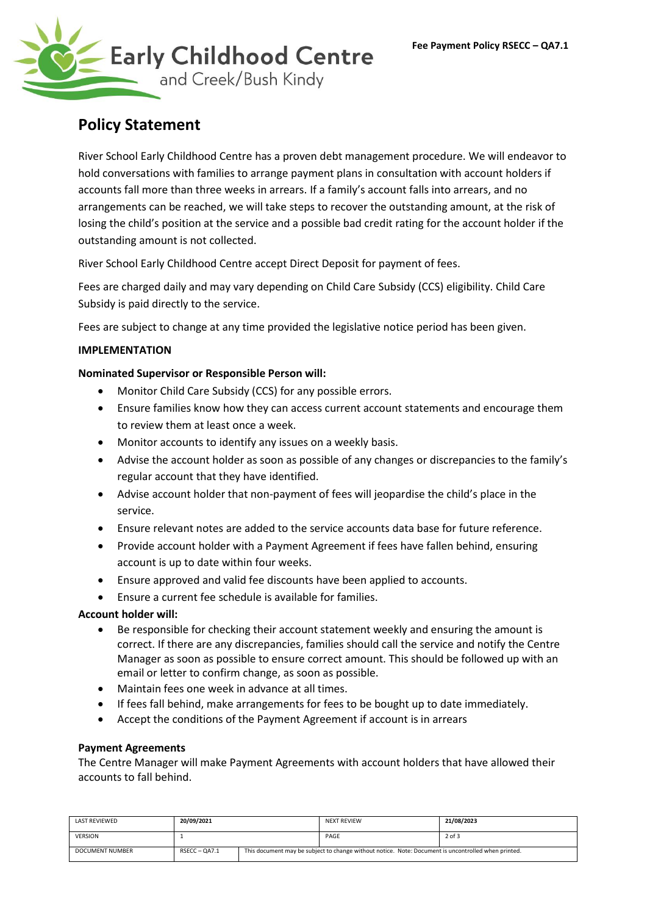## Policy Statement

River School Early Childhood Centre has a proven debt management procedure. We will endeavor to hold conversations with families to arrange payment plans in consultation with account holders if accounts fall more than three weeks in arrears. If a family's account falls into arrears, and no arrangements can be reached, we will take steps to recover the outstanding amount, at the risk of losing the child's position at the service and a possible bad credit rating for the account holder if the outstanding amount is not collected.

River School Early Childhood Centre accept Direct Deposit for payment of fees.

Fees are charged daily and may vary depending on Child Care Subsidy (CCS) eligibility. Child Care Subsidy is paid directly to the service.

Fees are subject to change at any time provided the legislative notice period has been given.

**IMPLEMENTATION**

**Nominated Supervisor or Responsible Person will:**

- Monitor Child Care Subsidy (CCS) for any possible errors.
- Ensure families know how they can access current account statements and encourage them to review them at least once a week.
- Monitor accounts to identify any issues on a weekly basis.
- Advise the account holder as soon as possible of any changes or discrepancies to the family's regular account that they have identified.
- Advise account holder that non-payment of fees will jeopardise the child's place in the service.
- Ensure relevant notes are added to the service accounts data base for future reference.
- Provide account holder with a Payment Agreement if fees have fallen behind, ensuring account is up to date within four weeks.
- Ensure approved and valid fee discounts have been applied to accounts.
- Ensure a current fee schedule is available for families.

**Account holder will:**

- Be responsible for checking their account statement weekly and ensuring the amount is correct. If there are any discrepancies, families should call the service and notify the Centre Manager as soon as possible to ensure correct amount. This should be followed up with an email or letter to confirm change, as soon as possible.
- Maintain fees one week in advance at all times.
- If fees fall behind, make arrangements for fees to be bought up to date immediately.
- Accept the conditions of the Payment Agreement if account is in arrears

**Payment Agreements**

The Centre Manager will make Payment Agreements with account holders that have allowed their accounts to fall behind.

| LAST REVIEWED | 20/09/2021 | | NEXT REVIEW | 21/08/2023 |
|---|---|---|---|---|
| VERSION | 1 | | PAGE | 2 of 3 |
| DOCUMENT NUMBER | RSECC – QA7.1 | This document may be subject to change without notice. Note: Document is uncontrolled when printed. | | |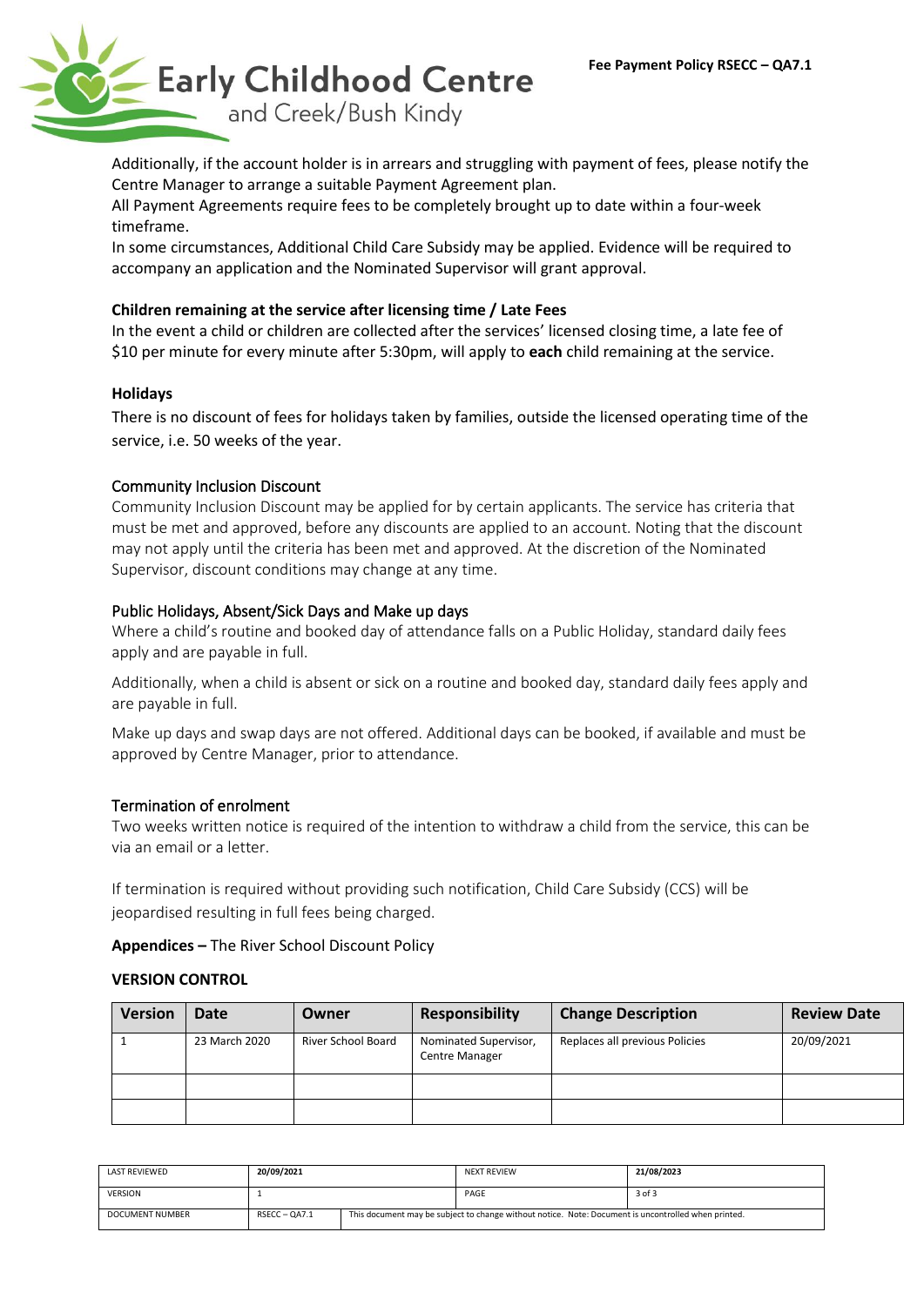Additionally, if the account holder is in arrears and struggling with payment of fees, please notify the Centre Manager to arrange a suitable Payment Agreement plan.
All Payment Agreements require fees to be completely brought up to date within a four-week timeframe.
In some circumstances, Additional Child Care Subsidy may be applied. Evidence will be required to accompany an application and the Nominated Supervisor will grant approval.

**Children remaining at the service after licensing time / Late Fees**

In the event a child or children are collected after the services' licensed closing time, a late fee of $10 per minute for every minute after 5:30pm, will apply to **each** child remaining at the service.

**Holidays**

There is no discount of fees for holidays taken by families, outside the licensed operating time of the service, i.e. 50 weeks of the year.

Community Inclusion Discount

Community Inclusion Discount may be applied for by certain applicants. The service has criteria that must be met and approved, before any discounts are applied to an account. Noting that the discount may not apply until the criteria has been met and approved. At the discretion of the Nominated Supervisor, discount conditions may change at any time.

Public Holidays, Absent/Sick Days and Make up days

Where a child's routine and booked day of attendance falls on a Public Holiday, standard daily fees apply and are payable in full.

Additionally, when a child is absent or sick on a routine and booked day, standard daily fees apply and are payable in full.

Make up days and swap days are not offered. Additional days can be booked, if available and must be approved by Centre Manager, prior to attendance.

Termination of enrolment

Two weeks written notice is required of the intention to withdraw a child from the service, this can be via an email or a letter.

If termination is required without providing such notification, Child Care Subsidy (CCS) will be jeopardised resulting in full fees being charged.

**Appendices –** The River School Discount Policy

**VERSION CONTROL**

| Version | Date | Owner | Responsibility | Change Description | Review Date |
|---|---|---|---|---|---|
| 1 | 23 March 2020 | River School Board | Nominated Supervisor, Centre Manager | Replaces all previous Policies | 20/09/2021 |
| | | | | | |
| | | | | | |

| | | | | |
|---|---|---|---|---|
| LAST REVIEWED | 20/09/2021 | | NEXT REVIEW | 21/08/2023 |
| VERSION | 1 | | PAGE | 3 of 3 |
| DOCUMENT NUMBER | RSECC – QA7.1 | This document may be subject to change without notice. Note: Document is uncontrolled when printed. | | |